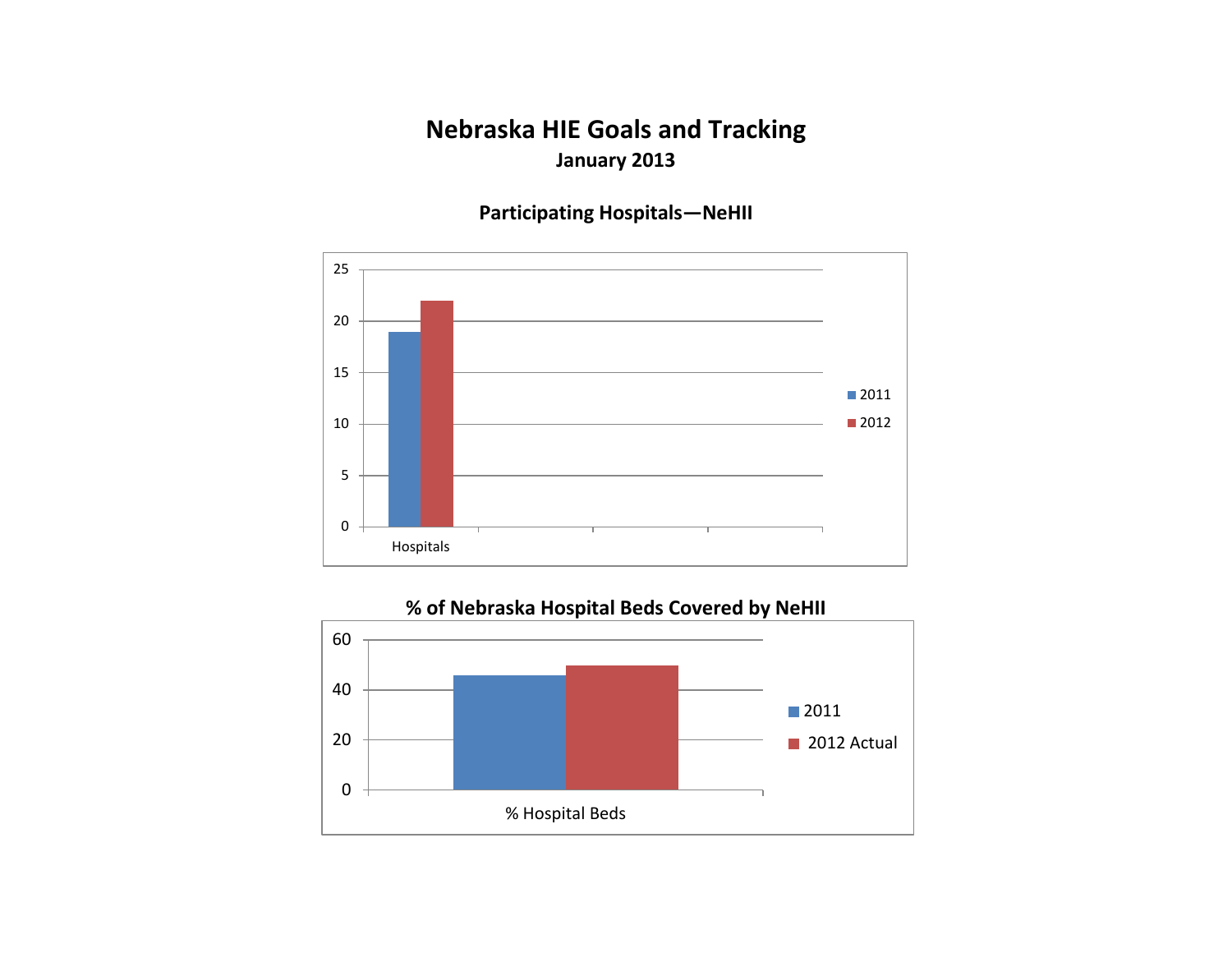# Nebraska HIE Goals and Tracking

**January 2013**

### Participating Hospitals—NeHII

| | 2011 | 2012 |
|---|---|---|
| Hospitals | 19 | 22 |

### % of Nebraska Hospital Beds Covered by NeHII

| | 2011 | 2012 Actual |
|---|---|---|
| % Hospital Beds | 46 | 50 |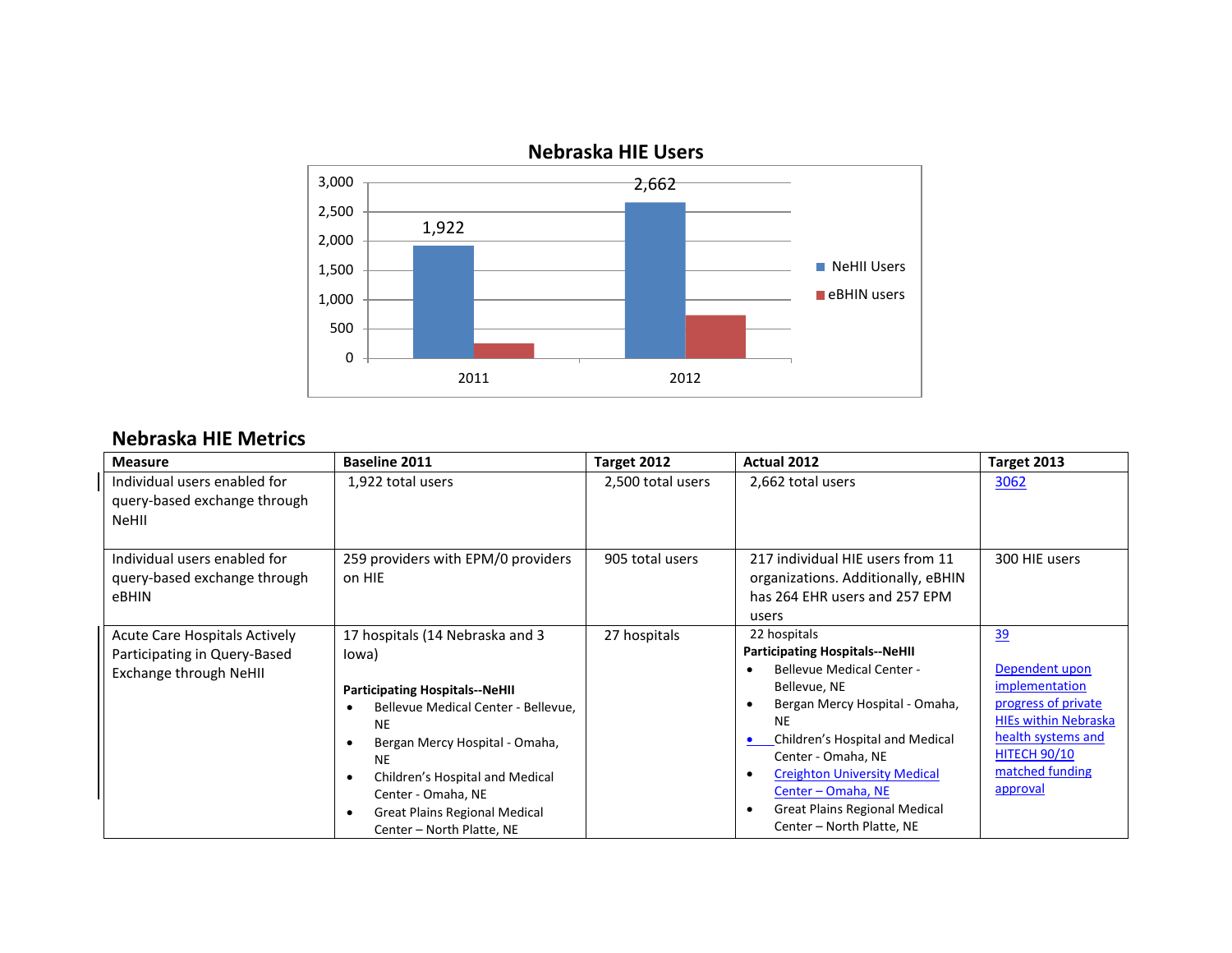## Nebraska HIE Users

| | NeHII Users | eBHIN users |
|---|---|---|
| 2011 | 1,922 | |
| 2012 | 2,662 | |

## Nebraska HIE Metrics

| Measure | Baseline 2011 | Target 2012 | Actual 2012 | Target 2013 |
|---|---|---|---|---|
| Individual users enabled for query-based exchange through NeHII | 1,922 total users | 2,500 total users | 2,662 total users | 3062 |
| Individual users enabled for query-based exchange through eBHIN | 259 providers with EPM/0 providers on HIE | 905 total users | 217 individual HIE users from 11 organizations. Additionally, eBHIN has 264 EHR users and 257 EPM users | 300 HIE users |
| Acute Care Hospitals Actively Participating in Query-Based Exchange through NeHII | 17 hospitals (14 Nebraska and 3 Iowa)<br><br>**Participating Hospitals--NeHII**<br>• Bellevue Medical Center - Bellevue, NE<br>• Bergan Mercy Hospital - Omaha, NE<br>• Children's Hospital and Medical Center - Omaha, NE<br>• Great Plains Regional Medical Center – North Platte, NE | 27 hospitals | 22 hospitals<br>**Participating Hospitals--NeHII**<br>• Bellevue Medical Center - Bellevue, NE<br>• Bergan Mercy Hospital - Omaha, NE<br>• Children's Hospital and Medical Center - Omaha, NE<br>• Creighton University Medical Center – Omaha, NE<br>• Great Plains Regional Medical Center – North Platte, NE | 39<br><br>Dependent upon implementation progress of private HIEs within Nebraska health systems and HITECH 90/10 matched funding approval |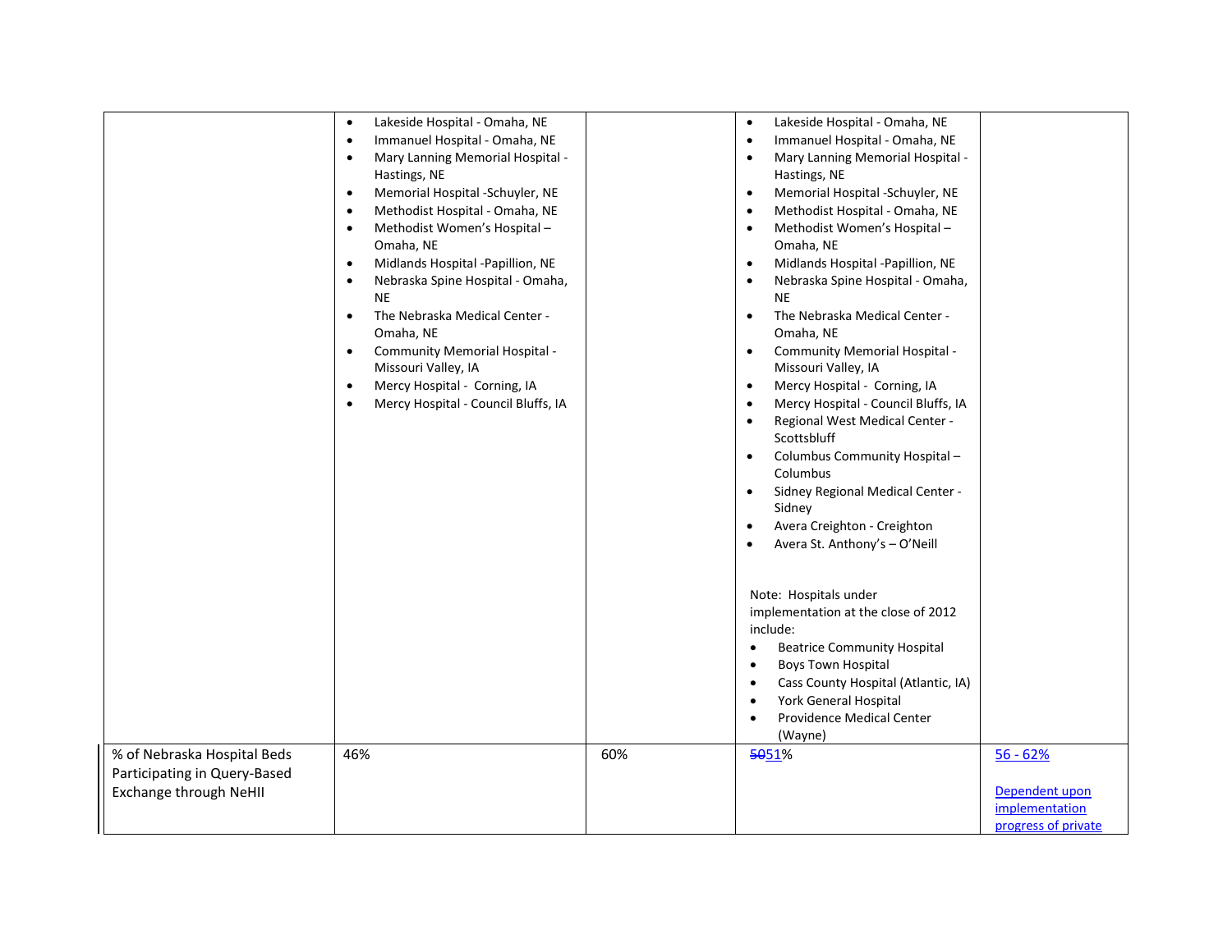|  |  |  |  |  |
|---|---|---|---|---|
|  | • Lakeside Hospital - Omaha, NE<br>• Immanuel Hospital - Omaha, NE<br>• Mary Lanning Memorial Hospital - Hastings, NE<br>• Memorial Hospital -Schuyler, NE<br>• Methodist Hospital - Omaha, NE<br>• Methodist Women's Hospital – Omaha, NE<br>• Midlands Hospital -Papillion, NE<br>• Nebraska Spine Hospital - Omaha, NE<br>• The Nebraska Medical Center - Omaha, NE<br>• Community Memorial Hospital - Missouri Valley, IA<br>• Mercy Hospital - Corning, IA<br>• Mercy Hospital - Council Bluffs, IA |  | • Lakeside Hospital - Omaha, NE<br>• Immanuel Hospital - Omaha, NE<br>• Mary Lanning Memorial Hospital - Hastings, NE<br>• Memorial Hospital -Schuyler, NE<br>• Methodist Hospital - Omaha, NE<br>• Methodist Women's Hospital – Omaha, NE<br>• Midlands Hospital -Papillion, NE<br>• Nebraska Spine Hospital - Omaha, NE<br>• The Nebraska Medical Center - Omaha, NE<br>• Community Memorial Hospital - Missouri Valley, IA<br>• Mercy Hospital - Corning, IA<br>• Mercy Hospital - Council Bluffs, IA<br>• Regional West Medical Center - Scottsbluff<br>• Columbus Community Hospital – Columbus<br>• Sidney Regional Medical Center - Sidney<br>• Avera Creighton - Creighton<br>• Avera St. Anthony's – O'Neill<br><br>Note: Hospitals under implementation at the close of 2012 include:<br>• Beatrice Community Hospital<br>• Boys Town Hospital<br>• Cass County Hospital (Atlantic, IA)<br>• York General Hospital<br>• Providence Medical Center (Wayne) |  |
| % of Nebraska Hospital Beds Participating in Query-Based Exchange through NeHII | 46% | 60% | ~~50~~51% | 56 - 62%<br><br>Dependent upon implementation progress of private |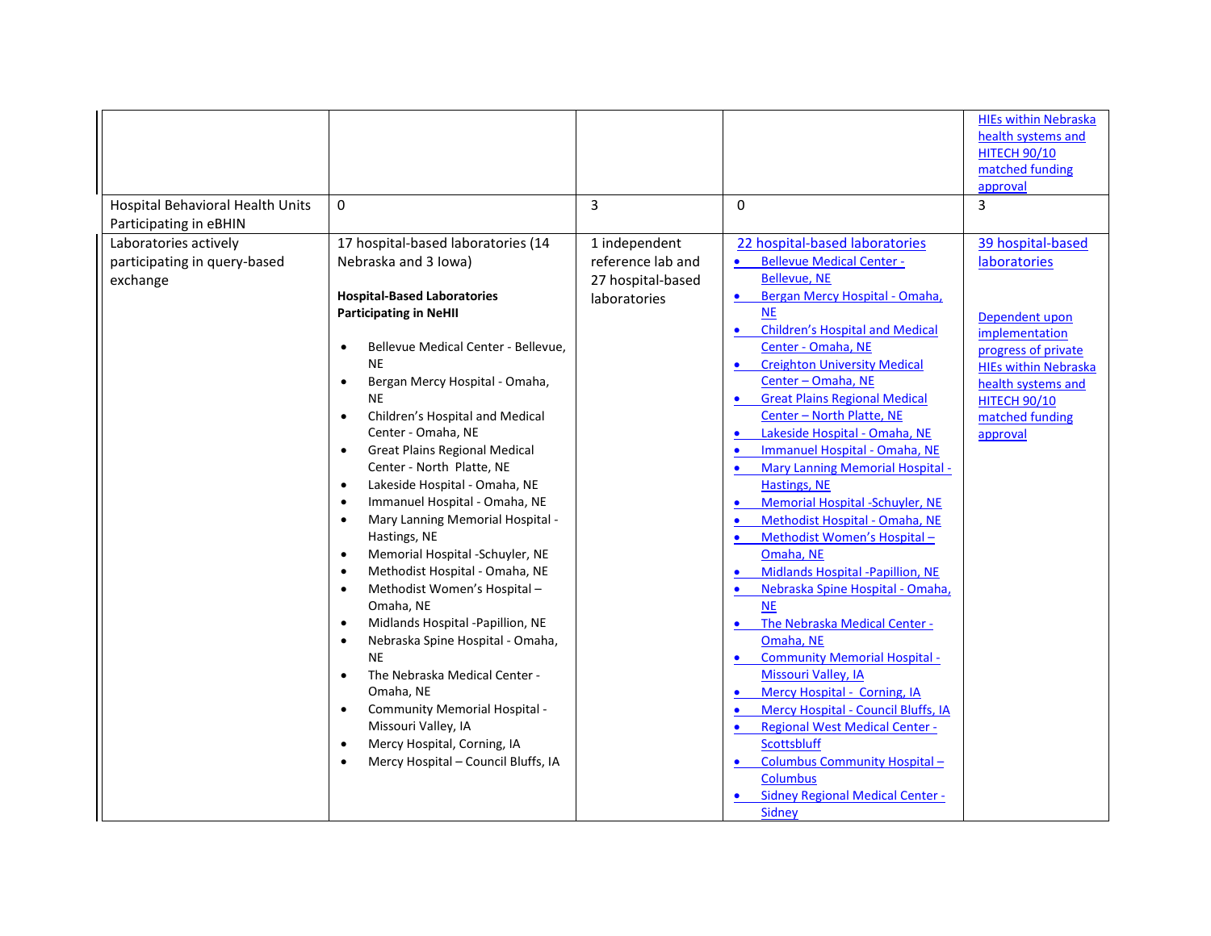| | | | | |
|---|---|---|---|---|
| | | | | HIEs within Nebraska health systems and HITECH 90/10 matched funding approval |
| Hospital Behavioral Health Units Participating in eBHIN | 0 | 3 | 0 | 3 |
| Laboratories actively participating in query-based exchange | 17 hospital-based laboratories (14 Nebraska and 3 Iowa)<br><br>**Hospital-Based Laboratories Participating in NeHII**<br><br>• Bellevue Medical Center - Bellevue, NE<br>• Bergan Mercy Hospital - Omaha, NE<br>• Children's Hospital and Medical Center - Omaha, NE<br>• Great Plains Regional Medical Center - North Platte, NE<br>• Lakeside Hospital - Omaha, NE<br>• Immanuel Hospital - Omaha, NE<br>• Mary Lanning Memorial Hospital - Hastings, NE<br>• Memorial Hospital -Schuyler, NE<br>• Methodist Hospital - Omaha, NE<br>• Methodist Women's Hospital – Omaha, NE<br>• Midlands Hospital -Papillion, NE<br>• Nebraska Spine Hospital - Omaha, NE<br>• The Nebraska Medical Center - Omaha, NE<br>• Community Memorial Hospital - Missouri Valley, IA<br>• Mercy Hospital, Corning, IA<br>• Mercy Hospital – Council Bluffs, IA | 1 independent reference lab and 27 hospital-based laboratories | 22 hospital-based laboratories<br>• Bellevue Medical Center - Bellevue, NE<br>• Bergan Mercy Hospital - Omaha, NE<br>• Children's Hospital and Medical Center - Omaha, NE<br>• Creighton University Medical Center – Omaha, NE<br>• Great Plains Regional Medical Center – North Platte, NE<br>• Lakeside Hospital - Omaha, NE<br>• Immanuel Hospital - Omaha, NE<br>• Mary Lanning Memorial Hospital - Hastings, NE<br>• Memorial Hospital -Schuyler, NE<br>• Methodist Hospital - Omaha, NE<br>• Methodist Women's Hospital – Omaha, NE<br>• Midlands Hospital -Papillion, NE<br>• Nebraska Spine Hospital - Omaha, NE<br>• The Nebraska Medical Center - Omaha, NE<br>• Community Memorial Hospital - Missouri Valley, IA<br>• Mercy Hospital - Corning, IA<br>• Mercy Hospital - Council Bluffs, IA<br>• Regional West Medical Center - Scottsbluff<br>• Columbus Community Hospital – Columbus<br>• Sidney Regional Medical Center - Sidney | 39 hospital-based laboratories<br><br>Dependent upon implementation progress of private HIEs within Nebraska health systems and HITECH 90/10 matched funding approval |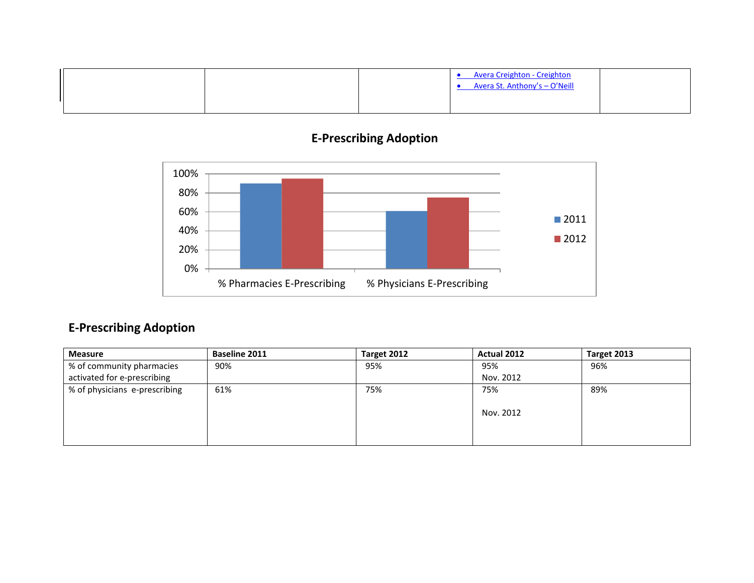| | | | • Avera Creighton - Creighton<br>• Avera St. Anthony's – O'Neill | |
|---|---|---|---|---|

## E-Prescribing Adoption

| | 2011 | 2012 |
|---|---|---|
| % Pharmacies E-Prescribing | 90% | 95% |
| % Physicians E-Prescribing | 61% | 75% |

## E-Prescribing Adoption

| Measure | Baseline 2011 | Target 2012 | Actual 2012 | Target 2013 |
|---|---|---|---|---|
| % of community pharmacies activated for e-prescribing | 90% | 95% | 95%<br>Nov. 2012 | 96% |
| % of physicians e-prescribing | 61% | 75% | 75%<br>Nov. 2012 | 89% |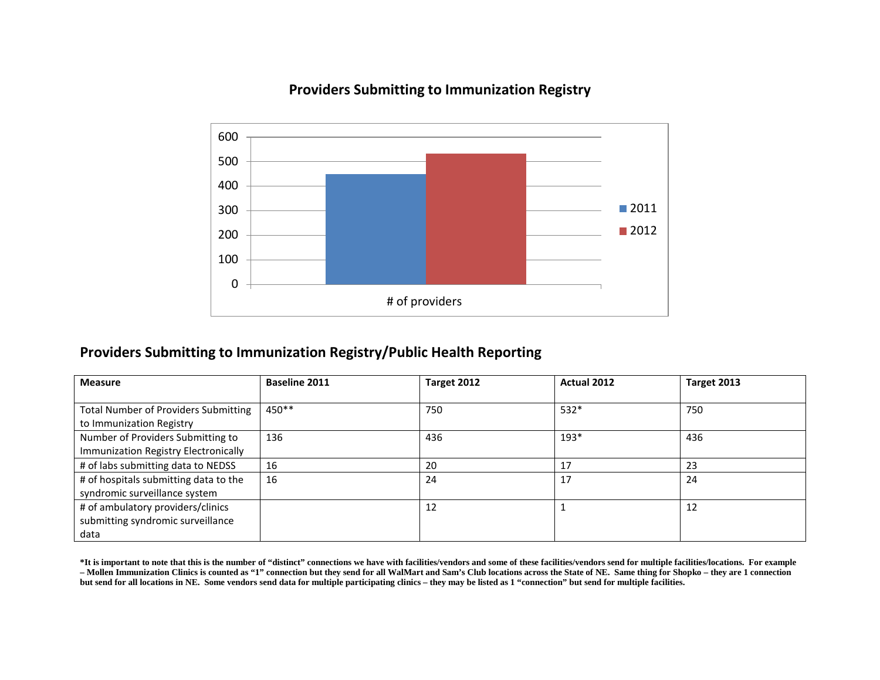## Providers Submitting to Immunization Registry

600
500
400
300
200
100
0

2011
2012

# of providers

## Providers Submitting to Immunization Registry/Public Health Reporting

| Measure | Baseline 2011 | Target 2012 | Actual 2012 | Target 2013 |
|---|---|---|---|---|
| Total Number of Providers Submitting to Immunization Registry | 450** | 750 | 532* | 750 |
| Number of Providers Submitting to Immunization Registry Electronically | 136 | 436 | 193* | 436 |
| # of labs submitting data to NEDSS | 16 | 20 | 17 | 23 |
| # of hospitals submitting data to the syndromic surveillance system | 16 | 24 | 17 | 24 |
| # of ambulatory providers/clinics submitting syndromic surveillance data | | 12 | 1 | 12 |

**\*It is important to note that this is the number of "distinct" connections we have with facilities/vendors and some of these facilities/vendors send for multiple facilities/locations. For example – Mollen Immunization Clinics is counted as "1" connection but they send for all WalMart and Sam's Club locations across the State of NE. Same thing for Shopko – they are 1 connection but send for all locations in NE. Some vendors send data for multiple participating clinics – they may be listed as 1 "connection" but send for multiple facilities.**